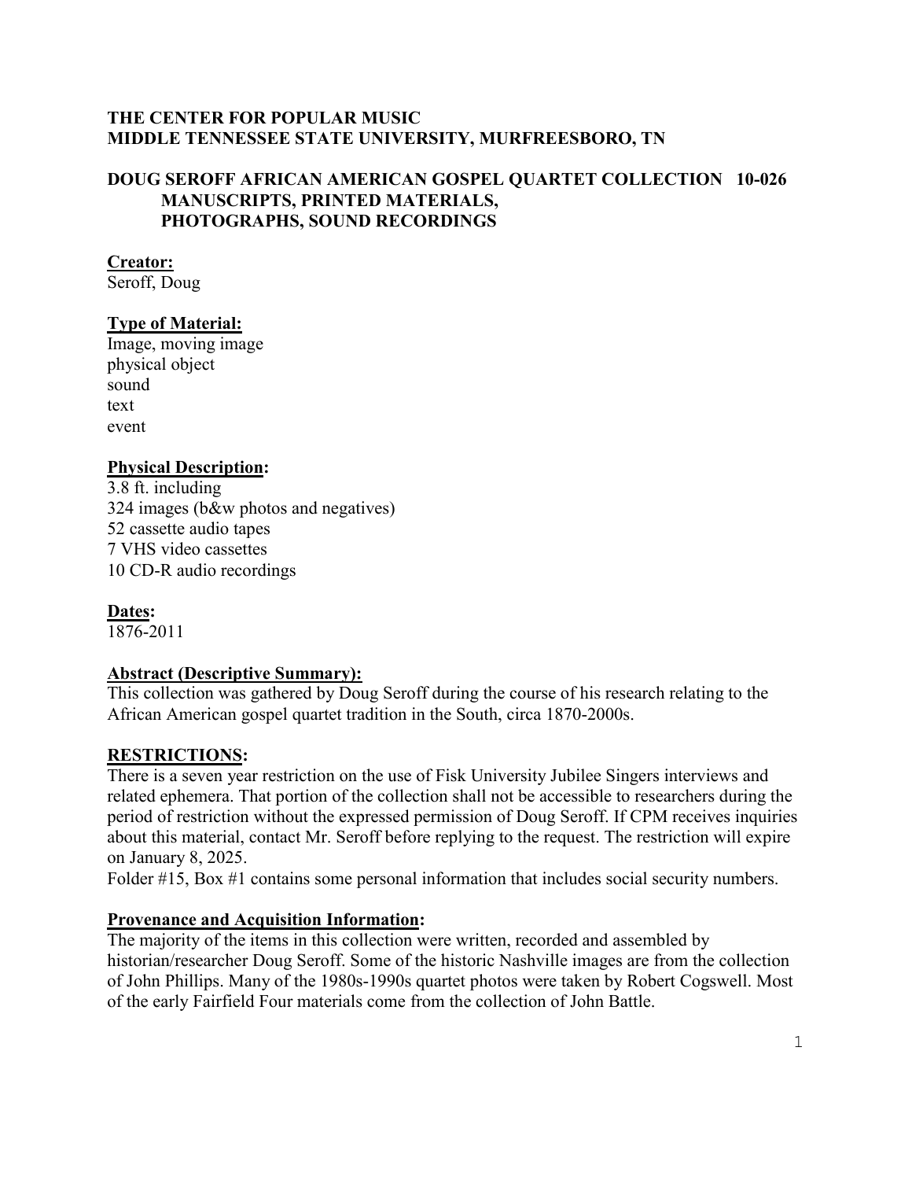**THE CENTER FOR POPULAR MUSIC**
**MIDDLE TENNESSEE STATE UNIVERSITY, MURFREESBORO, TN**

**DOUG SEROFF AFRICAN AMERICAN GOSPEL QUARTET COLLECTION 10-026**
**MANUSCRIPTS, PRINTED MATERIALS,**
**PHOTOGRAPHS, SOUND RECORDINGS**

**Creator:**
Seroff, Doug

**Type of Material:**
Image, moving image
physical object
sound
text
event

**Physical Description:**
3.8 ft. including
324 images (b&w photos and negatives)
52 cassette audio tapes
7 VHS video cassettes
10 CD-R audio recordings

**Dates:**
1876-2011

**Abstract (Descriptive Summary):**
This collection was gathered by Doug Seroff during the course of his research relating to the African American gospel quartet tradition in the South, circa 1870-2000s.

**RESTRICTIONS:**
There is a seven year restriction on the use of Fisk University Jubilee Singers interviews and related ephemera. That portion of the collection shall not be accessible to researchers during the period of restriction without the expressed permission of Doug Seroff. If CPM receives inquiries about this material, contact Mr. Seroff before replying to the request. The restriction will expire on January 8, 2025.
Folder #15, Box #1 contains some personal information that includes social security numbers.

**Provenance and Acquisition Information:**
The majority of the items in this collection were written, recorded and assembled by historian/researcher Doug Seroff. Some of the historic Nashville images are from the collection of John Phillips. Many of the 1980s-1990s quartet photos were taken by Robert Cogswell. Most of the early Fairfield Four materials come from the collection of John Battle.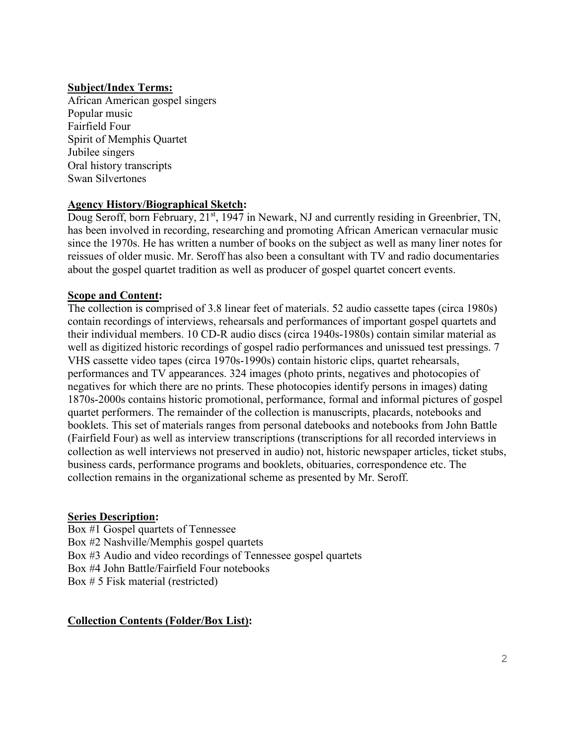**Subject/Index Terms:**

African American gospel singers
Popular music
Fairfield Four
Spirit of Memphis Quartet
Jubilee singers
Oral history transcripts
Swan Silvertones

**Agency History/Biographical Sketch:**

Doug Seroff, born February, 21st, 1947 in Newark, NJ and currently residing in Greenbrier, TN, has been involved in recording, researching and promoting African American vernacular music since the 1970s. He has written a number of books on the subject as well as many liner notes for reissues of older music. Mr. Seroff has also been a consultant with TV and radio documentaries about the gospel quartet tradition as well as producer of gospel quartet concert events.

**Scope and Content:**

The collection is comprised of 3.8 linear feet of materials. 52 audio cassette tapes (circa 1980s) contain recordings of interviews, rehearsals and performances of important gospel quartets and their individual members. 10 CD-R audio discs (circa 1940s-1980s) contain similar material as well as digitized historic recordings of gospel radio performances and unissued test pressings. 7 VHS cassette video tapes (circa 1970s-1990s) contain historic clips, quartet rehearsals, performances and TV appearances. 324 images (photo prints, negatives and photocopies of negatives for which there are no prints. These photocopies identify persons in images) dating 1870s-2000s contains historic promotional, performance, formal and informal pictures of gospel quartet performers. The remainder of the collection is manuscripts, placards, notebooks and booklets. This set of materials ranges from personal datebooks and notebooks from John Battle (Fairfield Four) as well as interview transcriptions (transcriptions for all recorded interviews in collection as well interviews not preserved in audio) not, historic newspaper articles, ticket stubs, business cards, performance programs and booklets, obituaries, correspondence etc. The collection remains in the organizational scheme as presented by Mr. Seroff.

**Series Description:**

Box #1 Gospel quartets of Tennessee
Box #2 Nashville/Memphis gospel quartets
Box #3 Audio and video recordings of Tennessee gospel quartets
Box #4 John Battle/Fairfield Four notebooks
Box # 5 Fisk material (restricted)

**Collection Contents (Folder/Box List):**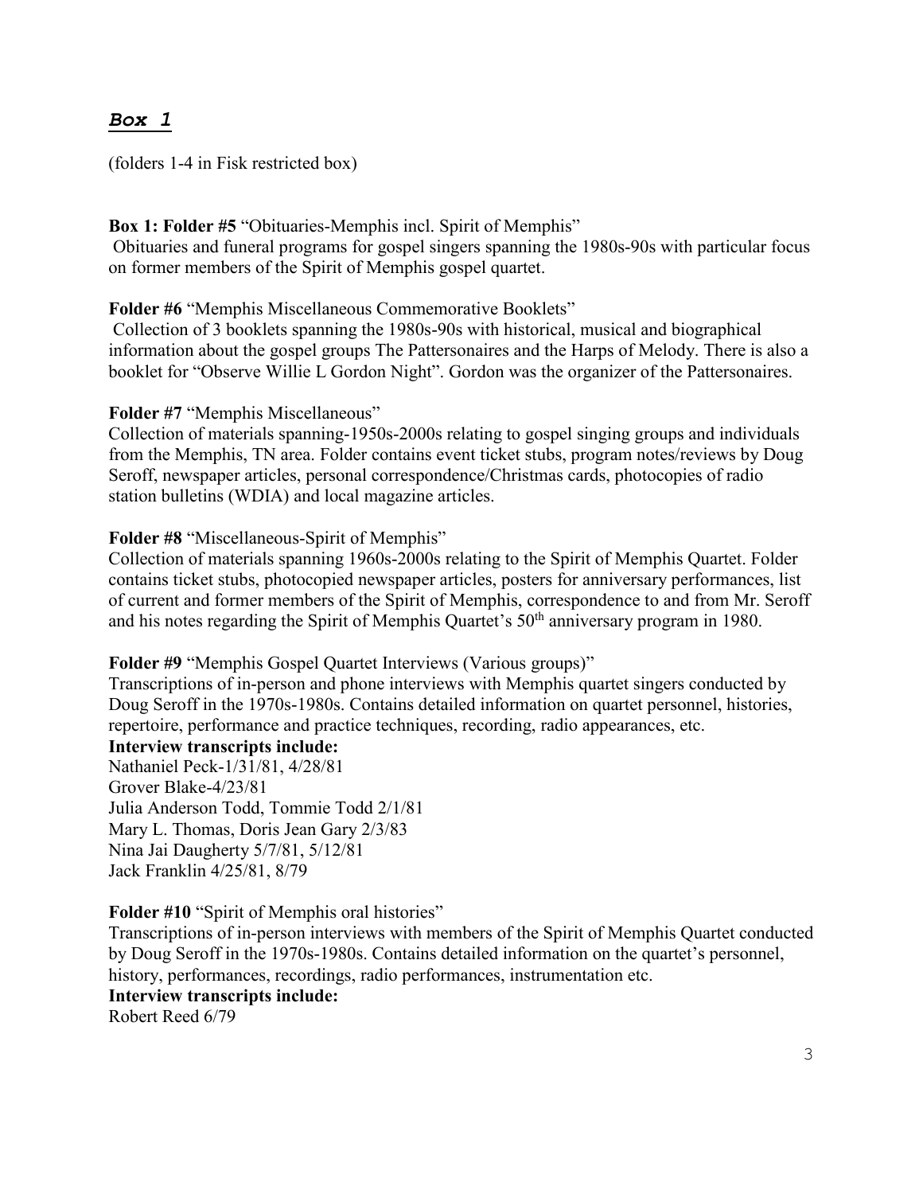## *Box 1*

(folders 1-4 in Fisk restricted box)

**Box 1: Folder #5** "Obituaries-Memphis incl. Spirit of Memphis"
Obituaries and funeral programs for gospel singers spanning the 1980s-90s with particular focus on former members of the Spirit of Memphis gospel quartet.

**Folder #6** "Memphis Miscellaneous Commemorative Booklets"
Collection of 3 booklets spanning the 1980s-90s with historical, musical and biographical information about the gospel groups The Pattersonaires and the Harps of Melody. There is also a booklet for "Observe Willie L Gordon Night". Gordon was the organizer of the Pattersonaires.

**Folder #7** "Memphis Miscellaneous"
Collection of materials spanning-1950s-2000s relating to gospel singing groups and individuals from the Memphis, TN area. Folder contains event ticket stubs, program notes/reviews by Doug Seroff, newspaper articles, personal correspondence/Christmas cards, photocopies of radio station bulletins (WDIA) and local magazine articles.

**Folder #8** "Miscellaneous-Spirit of Memphis"
Collection of materials spanning 1960s-2000s relating to the Spirit of Memphis Quartet. Folder contains ticket stubs, photocopied newspaper articles, posters for anniversary performances, list of current and former members of the Spirit of Memphis, correspondence to and from Mr. Seroff and his notes regarding the Spirit of Memphis Quartet's 50th anniversary program in 1980.

**Folder #9** "Memphis Gospel Quartet Interviews (Various groups)"
Transcriptions of in-person and phone interviews with Memphis quartet singers conducted by Doug Seroff in the 1970s-1980s. Contains detailed information on quartet personnel, histories, repertoire, performance and practice techniques, recording, radio appearances, etc.

**Interview transcripts include:**
Nathaniel Peck-1/31/81, 4/28/81
Grover Blake-4/23/81
Julia Anderson Todd, Tommie Todd 2/1/81
Mary L. Thomas, Doris Jean Gary 2/3/83
Nina Jai Daugherty 5/7/81, 5/12/81
Jack Franklin 4/25/81, 8/79

**Folder #10** "Spirit of Memphis oral histories"
Transcriptions of in-person interviews with members of the Spirit of Memphis Quartet conducted by Doug Seroff in the 1970s-1980s. Contains detailed information on the quartet's personnel, history, performances, recordings, radio performances, instrumentation etc.

**Interview transcripts include:**
Robert Reed 6/79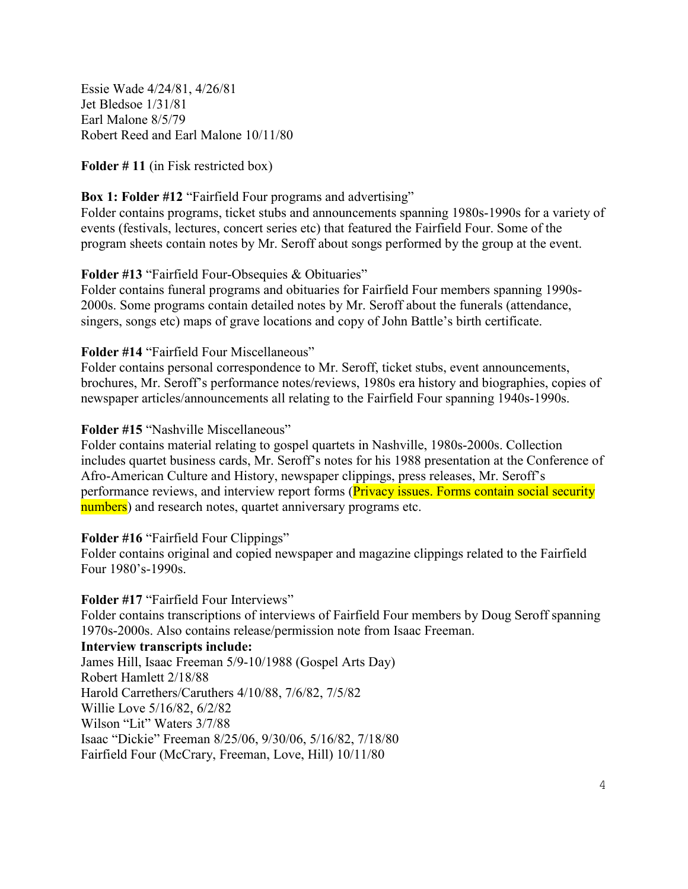Essie Wade 4/24/81, 4/26/81
Jet Bledsoe 1/31/81
Earl Malone 8/5/79
Robert Reed and Earl Malone 10/11/80

**Folder # 11** (in Fisk restricted box)

**Box 1: Folder #12** "Fairfield Four programs and advertising"
Folder contains programs, ticket stubs and announcements spanning 1980s-1990s for a variety of events (festivals, lectures, concert series etc) that featured the Fairfield Four. Some of the program sheets contain notes by Mr. Seroff about songs performed by the group at the event.

**Folder #13** "Fairfield Four-Obsequies & Obituaries"
Folder contains funeral programs and obituaries for Fairfield Four members spanning 1990s-2000s. Some programs contain detailed notes by Mr. Seroff about the funerals (attendance, singers, songs etc) maps of grave locations and copy of John Battle's birth certificate.

**Folder #14** "Fairfield Four Miscellaneous"
Folder contains personal correspondence to Mr. Seroff, ticket stubs, event announcements, brochures, Mr. Seroff's performance notes/reviews, 1980s era history and biographies, copies of newspaper articles/announcements all relating to the Fairfield Four spanning 1940s-1990s.

**Folder #15** "Nashville Miscellaneous"
Folder contains material relating to gospel quartets in Nashville, 1980s-2000s. Collection includes quartet business cards, Mr. Seroff's notes for his 1988 presentation at the Conference of Afro-American Culture and History, newspaper clippings, press releases, Mr. Seroff's performance reviews, and interview report forms (Privacy issues. Forms contain social security numbers) and research notes, quartet anniversary programs etc.

**Folder #16** "Fairfield Four Clippings"
Folder contains original and copied newspaper and magazine clippings related to the Fairfield Four 1980's-1990s.

**Folder #17** "Fairfield Four Interviews"
Folder contains transcriptions of interviews of Fairfield Four members by Doug Seroff spanning 1970s-2000s. Also contains release/permission note from Isaac Freeman.

**Interview transcripts include:**
James Hill, Isaac Freeman 5/9-10/1988 (Gospel Arts Day)
Robert Hamlett 2/18/88
Harold Carrethers/Caruthers 4/10/88, 7/6/82, 7/5/82
Willie Love 5/16/82, 6/2/82
Wilson "Lit" Waters 3/7/88
Isaac "Dickie" Freeman 8/25/06, 9/30/06, 5/16/82, 7/18/80
Fairfield Four (McCrary, Freeman, Love, Hill) 10/11/80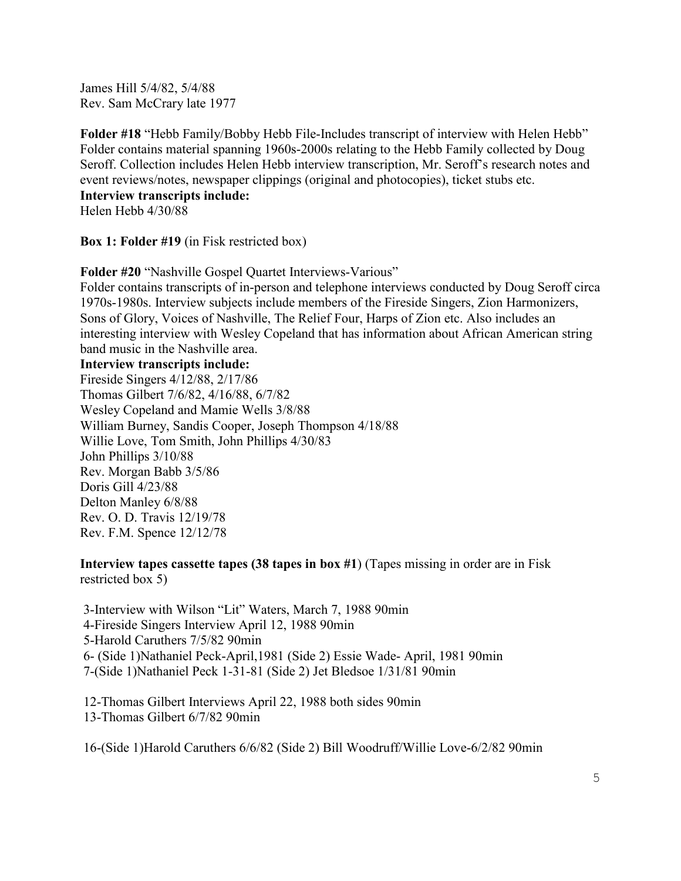James Hill 5/4/82, 5/4/88
Rev. Sam McCrary late 1977

**Folder #18** "Hebb Family/Bobby Hebb File-Includes transcript of interview with Helen Hebb"
Folder contains material spanning 1960s-2000s relating to the Hebb Family collected by Doug Seroff. Collection includes Helen Hebb interview transcription, Mr. Seroff's research notes and event reviews/notes, newspaper clippings (original and photocopies), ticket stubs etc.
**Interview transcripts include:**
Helen Hebb 4/30/88

**Box 1: Folder #19** (in Fisk restricted box)

**Folder #20** "Nashville Gospel Quartet Interviews-Various"
Folder contains transcripts of in-person and telephone interviews conducted by Doug Seroff circa 1970s-1980s. Interview subjects include members of the Fireside Singers, Zion Harmonizers, Sons of Glory, Voices of Nashville, The Relief Four, Harps of Zion etc. Also includes an interesting interview with Wesley Copeland that has information about African American string band music in the Nashville area.
**Interview transcripts include:**
Fireside Singers 4/12/88, 2/17/86
Thomas Gilbert 7/6/82, 4/16/88, 6/7/82
Wesley Copeland and Mamie Wells 3/8/88
William Burney, Sandis Cooper, Joseph Thompson 4/18/88
Willie Love, Tom Smith, John Phillips 4/30/83
John Phillips 3/10/88
Rev. Morgan Babb 3/5/86
Doris Gill 4/23/88
Delton Manley 6/8/88
Rev. O. D. Travis 12/19/78
Rev. F.M. Spence 12/12/78

**Interview tapes cassette tapes (38 tapes in box #1**) (Tapes missing in order are in Fisk restricted box 5)

3-Interview with Wilson "Lit" Waters, March 7, 1988 90min
4-Fireside Singers Interview April 12, 1988 90min
5-Harold Caruthers 7/5/82 90min
6- (Side 1)Nathaniel Peck-April,1981 (Side 2) Essie Wade- April, 1981 90min
7-(Side 1)Nathaniel Peck 1-31-81 (Side 2) Jet Bledsoe 1/31/81 90min

12-Thomas Gilbert Interviews April 22, 1988 both sides 90min
13-Thomas Gilbert 6/7/82 90min

16-(Side 1)Harold Caruthers 6/6/82 (Side 2) Bill Woodruff/Willie Love-6/2/82 90min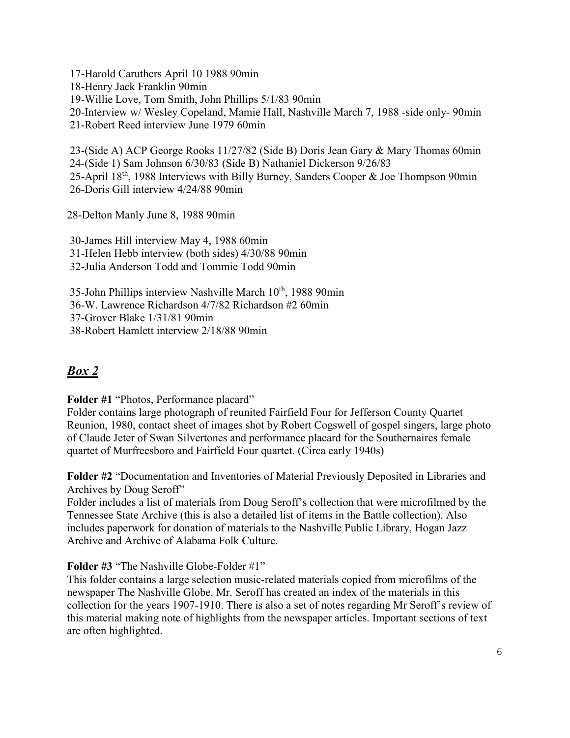17-Harold Caruthers April 10 1988 90min
18-Henry Jack Franklin 90min
19-Willie Love, Tom Smith, John Phillips 5/1/83 90min
20-Interview w/ Wesley Copeland, Mamie Hall, Nashville March 7, 1988 -side only- 90min
21-Robert Reed interview June 1979 60min

23-(Side A) ACP George Rooks 11/27/82 (Side B) Doris Jean Gary & Mary Thomas 60min
24-(Side 1) Sam Johnson 6/30/83 (Side B) Nathaniel Dickerson 9/26/83
25-April 18th, 1988 Interviews with Billy Burney, Sanders Cooper & Joe Thompson 90min
26-Doris Gill interview 4/24/88 90min

28-Delton Manly June 8, 1988 90min

30-James Hill interview May 4, 1988 60min
31-Helen Hebb interview (both sides) 4/30/88 90min
32-Julia Anderson Todd and Tommie Todd 90min

35-John Phillips interview Nashville March 10th, 1988 90min
36-W. Lawrence Richardson 4/7/82 Richardson #2 60min
37-Grover Blake 1/31/81 90min
38-Robert Hamlett interview 2/18/88 90min

## ***Box 2***

**Folder #1** "Photos, Performance placard"
Folder contains large photograph of reunited Fairfield Four for Jefferson County Quartet Reunion, 1980, contact sheet of images shot by Robert Cogswell of gospel singers, large photo of Claude Jeter of Swan Silvertones and performance placard for the Southernaires female quartet of Murfreesboro and Fairfield Four quartet. (Circa early 1940s)

**Folder #2** "Documentation and Inventories of Material Previously Deposited in Libraries and Archives by Doug Seroff"
Folder includes a list of materials from Doug Seroff's collection that were microfilmed by the Tennessee State Archive (this is also a detailed list of items in the Battle collection). Also includes paperwork for donation of materials to the Nashville Public Library, Hogan Jazz Archive and Archive of Alabama Folk Culture.

**Folder #3** "The Nashville Globe-Folder #1"
This folder contains a large selection music-related materials copied from microfilms of the newspaper The Nashville Globe. Mr. Seroff has created an index of the materials in this collection for the years 1907-1910. There is also a set of notes regarding Mr Seroff's review of this material making note of highlights from the newspaper articles. Important sections of text are often highlighted.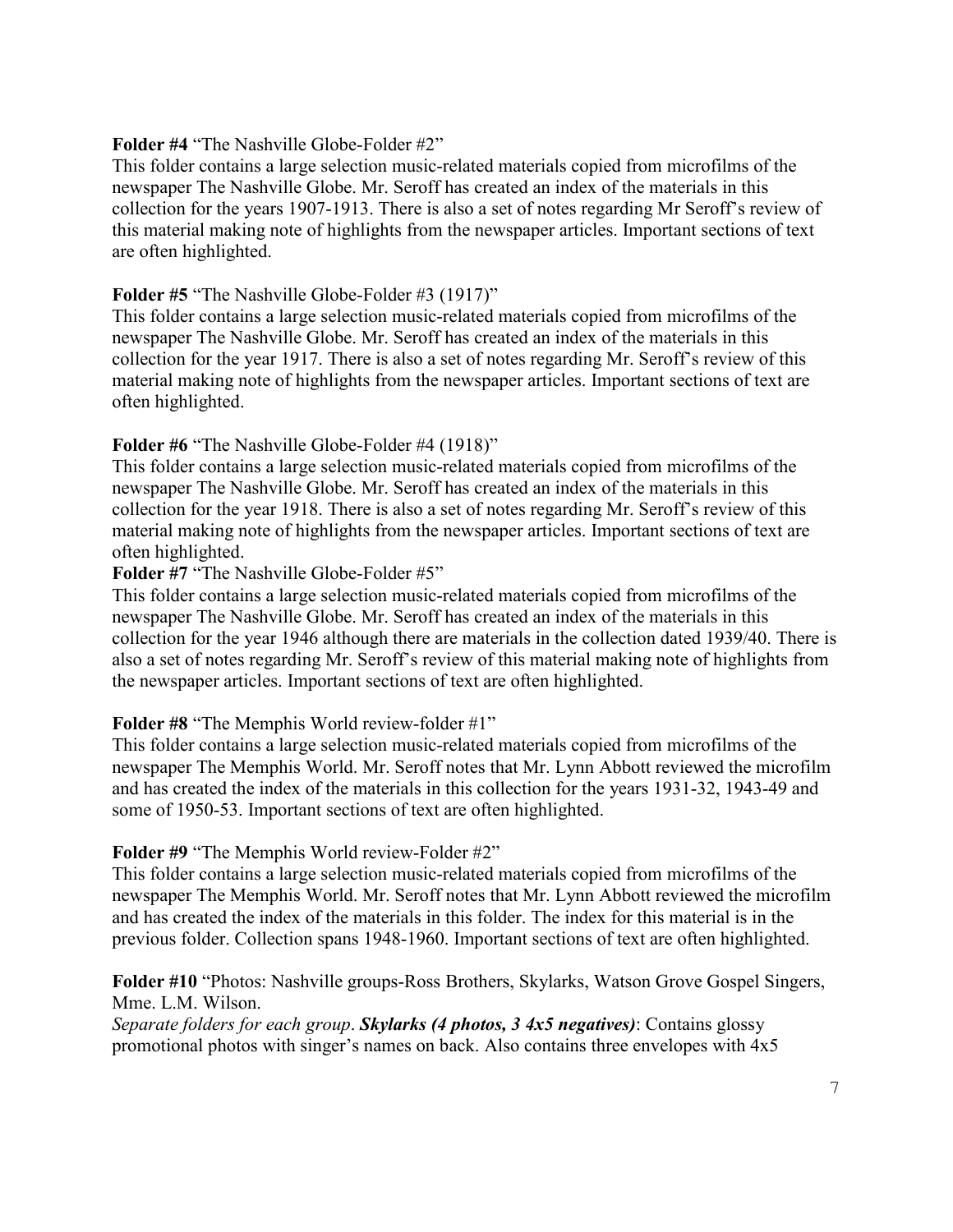**Folder #4** "The Nashville Globe-Folder #2"
This folder contains a large selection music-related materials copied from microfilms of the newspaper The Nashville Globe. Mr. Seroff has created an index of the materials in this collection for the years 1907-1913. There is also a set of notes regarding Mr Seroff's review of this material making note of highlights from the newspaper articles. Important sections of text are often highlighted.

**Folder #5** "The Nashville Globe-Folder #3 (1917)"
This folder contains a large selection music-related materials copied from microfilms of the newspaper The Nashville Globe. Mr. Seroff has created an index of the materials in this collection for the year 1917. There is also a set of notes regarding Mr. Seroff's review of this material making note of highlights from the newspaper articles. Important sections of text are often highlighted.

**Folder #6** "The Nashville Globe-Folder #4 (1918)"
This folder contains a large selection music-related materials copied from microfilms of the newspaper The Nashville Globe. Mr. Seroff has created an index of the materials in this collection for the year 1918. There is also a set of notes regarding Mr. Seroff's review of this material making note of highlights from the newspaper articles. Important sections of text are often highlighted.

**Folder #7** "The Nashville Globe-Folder #5"
This folder contains a large selection music-related materials copied from microfilms of the newspaper The Nashville Globe. Mr. Seroff has created an index of the materials in this collection for the year 1946 although there are materials in the collection dated 1939/40. There is also a set of notes regarding Mr. Seroff's review of this material making note of highlights from the newspaper articles. Important sections of text are often highlighted.

**Folder #8** "The Memphis World review-folder #1"
This folder contains a large selection music-related materials copied from microfilms of the newspaper The Memphis World. Mr. Seroff notes that Mr. Lynn Abbott reviewed the microfilm and has created the index of the materials in this collection for the years 1931-32, 1943-49 and some of 1950-53. Important sections of text are often highlighted.

**Folder #9** "The Memphis World review-Folder #2"
This folder contains a large selection music-related materials copied from microfilms of the newspaper The Memphis World. Mr. Seroff notes that Mr. Lynn Abbott reviewed the microfilm and has created the index of the materials in this folder. The index for this material is in the previous folder. Collection spans 1948-1960. Important sections of text are often highlighted.

**Folder #10** "Photos: Nashville groups-Ross Brothers, Skylarks, Watson Grove Gospel Singers, Mme. L.M. Wilson.
*Separate folders for each group*. ***Skylarks (4 photos, 3 4x5 negatives)***: Contains glossy promotional photos with singer's names on back. Also contains three envelopes with 4x5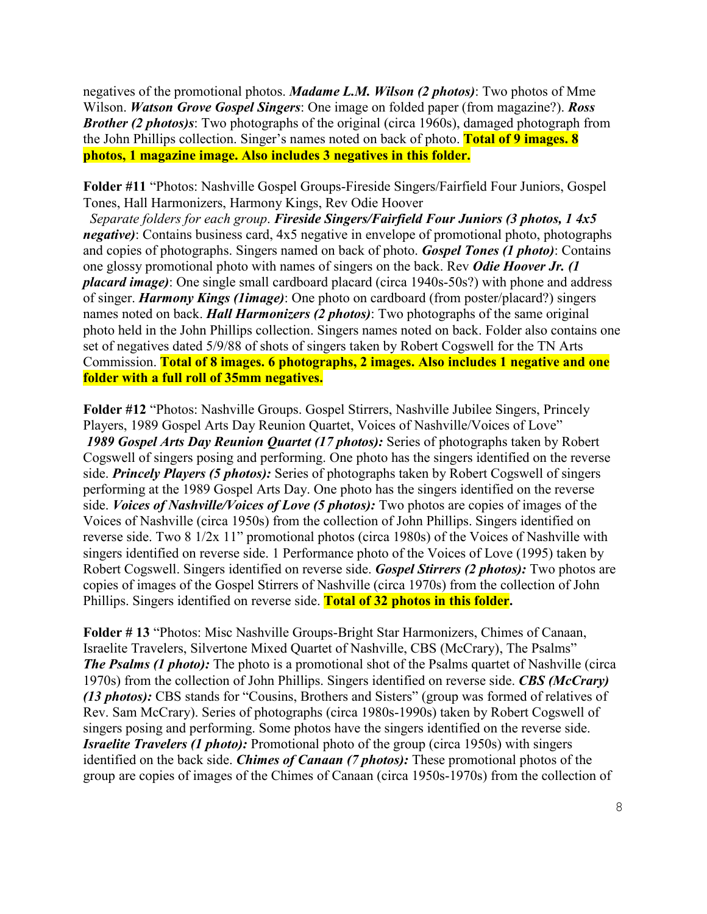negatives of the promotional photos. ***Madame L.M. Wilson (2 photos)***: Two photos of Mme Wilson. ***Watson Grove Gospel Singers***: One image on folded paper (from magazine?). ***Ross Brother (2 photos)s***: Two photographs of the original (circa 1960s), damaged photograph from the John Phillips collection. Singer's names noted on back of photo. **Total of 9 images. 8 photos, 1 magazine image. Also includes 3 negatives in this folder.**

**Folder #11** "Photos: Nashville Gospel Groups-Fireside Singers/Fairfield Four Juniors, Gospel Tones, Hall Harmonizers, Harmony Kings, Rev Odie Hoover

*Separate folders for each group*. ***Fireside Singers/Fairfield Four Juniors (3 photos, 1 4x5 negative)***: Contains business card, 4x5 negative in envelope of promotional photo, photographs and copies of photographs. Singers named on back of photo. ***Gospel Tones (1 photo)***: Contains one glossy promotional photo with names of singers on the back. Rev ***Odie Hoover Jr. (1 placard image)***: One single small cardboard placard (circa 1940s-50s?) with phone and address of singer. ***Harmony Kings (1image)***: One photo on cardboard (from poster/placard?) singers names noted on back. ***Hall Harmonizers (2 photos)***: Two photographs of the same original photo held in the John Phillips collection. Singers names noted on back. Folder also contains one set of negatives dated 5/9/88 of shots of singers taken by Robert Cogswell for the TN Arts Commission. **Total of 8 images. 6 photographs, 2 images. Also includes 1 negative and one folder with a full roll of 35mm negatives.**

**Folder #12** "Photos: Nashville Groups. Gospel Stirrers, Nashville Jubilee Singers, Princely Players, 1989 Gospel Arts Day Reunion Quartet, Voices of Nashville/Voices of Love"

***1989 Gospel Arts Day Reunion Quartet (17 photos):*** Series of photographs taken by Robert Cogswell of singers posing and performing. One photo has the singers identified on the reverse side. ***Princely Players (5 photos):*** Series of photographs taken by Robert Cogswell of singers performing at the 1989 Gospel Arts Day. One photo has the singers identified on the reverse side. ***Voices of Nashville/Voices of Love (5 photos):*** Two photos are copies of images of the Voices of Nashville (circa 1950s) from the collection of John Phillips. Singers identified on reverse side. Two 8 1/2x 11" promotional photos (circa 1980s) of the Voices of Nashville with singers identified on reverse side. 1 Performance photo of the Voices of Love (1995) taken by Robert Cogswell. Singers identified on reverse side. ***Gospel Stirrers (2 photos):*** Two photos are copies of images of the Gospel Stirrers of Nashville (circa 1970s) from the collection of John Phillips. Singers identified on reverse side. **Total of 32 photos in this folder.**

**Folder # 13** "Photos: Misc Nashville Groups-Bright Star Harmonizers, Chimes of Canaan, Israelite Travelers, Silvertone Mixed Quartet of Nashville, CBS (McCrary), The Psalms" ***The Psalms (1 photo):*** The photo is a promotional shot of the Psalms quartet of Nashville (circa 1970s) from the collection of John Phillips. Singers identified on reverse side. ***CBS (McCrary) (13 photos):*** CBS stands for "Cousins, Brothers and Sisters" (group was formed of relatives of Rev. Sam McCrary). Series of photographs (circa 1980s-1990s) taken by Robert Cogswell of singers posing and performing. Some photos have the singers identified on the reverse side. ***Israelite Travelers (1 photo):*** Promotional photo of the group (circa 1950s) with singers identified on the back side. ***Chimes of Canaan (7 photos):*** These promotional photos of the group are copies of images of the Chimes of Canaan (circa 1950s-1970s) from the collection of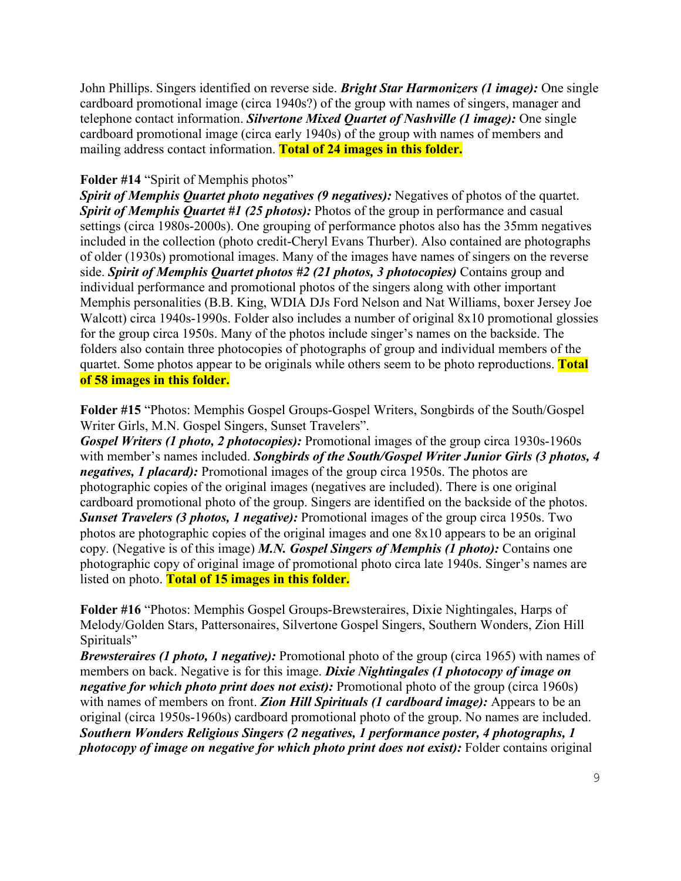John Phillips. Singers identified on reverse side. ***Bright Star Harmonizers (1 image):*** One single cardboard promotional image (circa 1940s?) of the group with names of singers, manager and telephone contact information. ***Silvertone Mixed Quartet of Nashville (1 image):*** One single cardboard promotional image (circa early 1940s) of the group with names of members and mailing address contact information. **Total of 24 images in this folder.**

**Folder #14** "Spirit of Memphis photos"
***Spirit of Memphis Quartet photo negatives (9 negatives):*** Negatives of photos of the quartet. ***Spirit of Memphis Quartet #1 (25 photos):*** Photos of the group in performance and casual settings (circa 1980s-2000s). One grouping of performance photos also has the 35mm negatives included in the collection (photo credit-Cheryl Evans Thurber). Also contained are photographs of older (1930s) promotional images. Many of the images have names of singers on the reverse side. ***Spirit of Memphis Quartet photos #2 (21 photos, 3 photocopies)*** Contains group and individual performance and promotional photos of the singers along with other important Memphis personalities (B.B. King, WDIA DJs Ford Nelson and Nat Williams, boxer Jersey Joe Walcott) circa 1940s-1990s. Folder also includes a number of original 8x10 promotional glossies for the group circa 1950s. Many of the photos include singer's names on the backside. The folders also contain three photocopies of photographs of group and individual members of the quartet. Some photos appear to be originals while others seem to be photo reproductions. **Total of 58 images in this folder.**

**Folder #15** "Photos: Memphis Gospel Groups-Gospel Writers, Songbirds of the South/Gospel Writer Girls, M.N. Gospel Singers, Sunset Travelers".
***Gospel Writers (1 photo, 2 photocopies):*** Promotional images of the group circa 1930s-1960s with member's names included. ***Songbirds of the South/Gospel Writer Junior Girls (3 photos, 4 negatives, 1 placard):*** Promotional images of the group circa 1950s. The photos are photographic copies of the original images (negatives are included). There is one original cardboard promotional photo of the group. Singers are identified on the backside of the photos. ***Sunset Travelers (3 photos, 1 negative):*** Promotional images of the group circa 1950s. Two photos are photographic copies of the original images and one 8x10 appears to be an original copy. (Negative is of this image) ***M.N. Gospel Singers of Memphis (1 photo):*** Contains one photographic copy of original image of promotional photo circa late 1940s. Singer's names are listed on photo. **Total of 15 images in this folder.**

**Folder #16** "Photos: Memphis Gospel Groups-Brewsteraires, Dixie Nightingales, Harps of Melody/Golden Stars, Pattersonaires, Silvertone Gospel Singers, Southern Wonders, Zion Hill Spirituals"
***Brewsteraires (1 photo, 1 negative):*** Promotional photo of the group (circa 1965) with names of members on back. Negative is for this image. ***Dixie Nightingales (1 photocopy of image on negative for which photo print does not exist):*** Promotional photo of the group (circa 1960s) with names of members on front. ***Zion Hill Spirituals (1 cardboard image):*** Appears to be an original (circa 1950s-1960s) cardboard promotional photo of the group. No names are included. ***Southern Wonders Religious Singers (2 negatives, 1 performance poster, 4 photographs, 1 photocopy of image on negative for which photo print does not exist):*** Folder contains original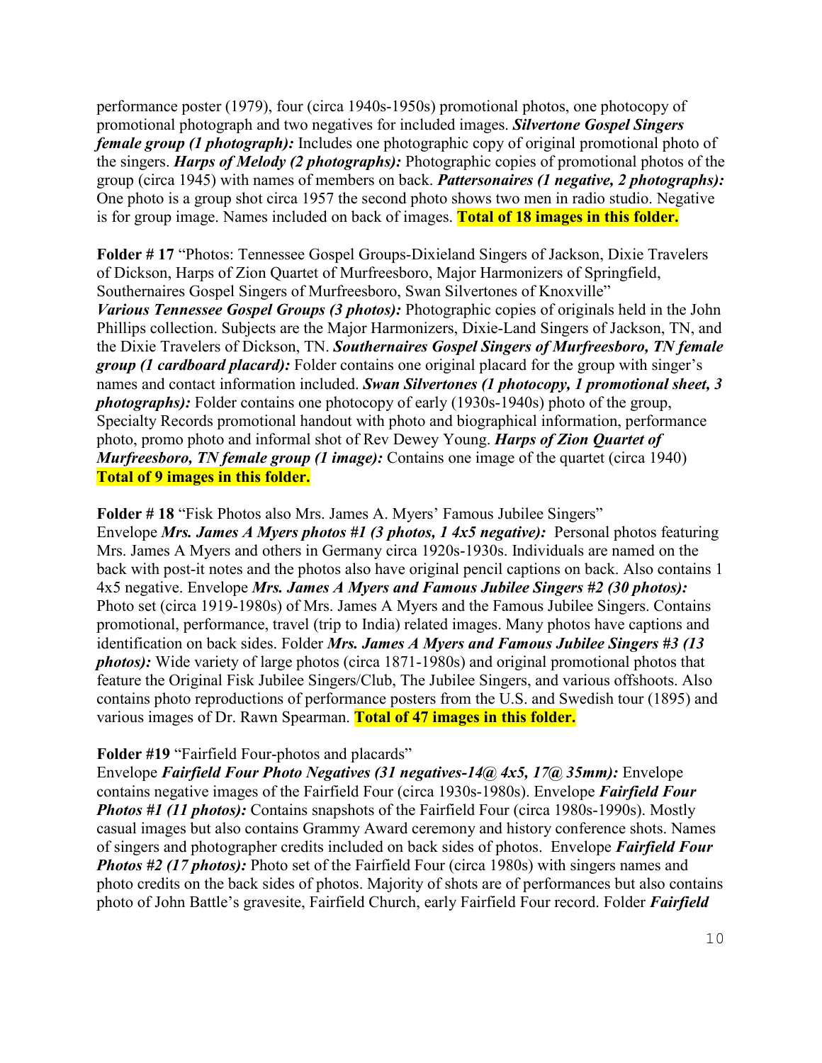performance poster (1979), four (circa 1940s-1950s) promotional photos, one photocopy of promotional photograph and two negatives for included images. ***Silvertone Gospel Singers female group (1 photograph):*** Includes one photographic copy of original promotional photo of the singers. ***Harps of Melody (2 photographs):*** Photographic copies of promotional photos of the group (circa 1945) with names of members on back. ***Pattersonaires (1 negative, 2 photographs):*** One photo is a group shot circa 1957 the second photo shows two men in radio studio. Negative is for group image. Names included on back of images. **Total of 18 images in this folder.**

**Folder # 17** "Photos: Tennessee Gospel Groups-Dixieland Singers of Jackson, Dixie Travelers of Dickson, Harps of Zion Quartet of Murfreesboro, Major Harmonizers of Springfield, Southernaires Gospel Singers of Murfreesboro, Swan Silvertones of Knoxville"
***Various Tennessee Gospel Groups (3 photos):*** Photographic copies of originals held in the John Phillips collection. Subjects are the Major Harmonizers, Dixie-Land Singers of Jackson, TN, and the Dixie Travelers of Dickson, TN. ***Southernaires Gospel Singers of Murfreesboro, TN female group (1 cardboard placard):*** Folder contains one original placard for the group with singer's names and contact information included. ***Swan Silvertones (1 photocopy, 1 promotional sheet, 3 photographs):*** Folder contains one photocopy of early (1930s-1940s) photo of the group, Specialty Records promotional handout with photo and biographical information, performance photo, promo photo and informal shot of Rev Dewey Young. ***Harps of Zion Quartet of Murfreesboro, TN female group (1 image):*** Contains one image of the quartet (circa 1940) **Total of 9 images in this folder.**

**Folder # 18** "Fisk Photos also Mrs. James A. Myers' Famous Jubilee Singers"
Envelope ***Mrs. James A Myers photos #1 (3 photos, 1 4x5 negative):*** Personal photos featuring Mrs. James A Myers and others in Germany circa 1920s-1930s. Individuals are named on the back with post-it notes and the photos also have original pencil captions on back. Also contains 1 4x5 negative. Envelope ***Mrs. James A Myers and Famous Jubilee Singers #2 (30 photos):*** Photo set (circa 1919-1980s) of Mrs. James A Myers and the Famous Jubilee Singers. Contains promotional, performance, travel (trip to India) related images. Many photos have captions and identification on back sides. Folder ***Mrs. James A Myers and Famous Jubilee Singers #3 (13 photos):*** Wide variety of large photos (circa 1871-1980s) and original promotional photos that feature the Original Fisk Jubilee Singers/Club, The Jubilee Singers, and various offshoots. Also contains photo reproductions of performance posters from the U.S. and Swedish tour (1895) and various images of Dr. Rawn Spearman. **Total of 47 images in this folder.**

**Folder #19** "Fairfield Four-photos and placards"
Envelope ***Fairfield Four Photo Negatives (31 negatives-14@ 4x5, 17@ 35mm):*** Envelope contains negative images of the Fairfield Four (circa 1930s-1980s). Envelope ***Fairfield Four Photos #1 (11 photos):*** Contains snapshots of the Fairfield Four (circa 1980s-1990s). Mostly casual images but also contains Grammy Award ceremony and history conference shots. Names of singers and photographer credits included on back sides of photos. Envelope ***Fairfield Four Photos #2 (17 photos):*** Photo set of the Fairfield Four (circa 1980s) with singers names and photo credits on the back sides of photos. Majority of shots are of performances but also contains photo of John Battle's gravesite, Fairfield Church, early Fairfield Four record. Folder ***Fairfield***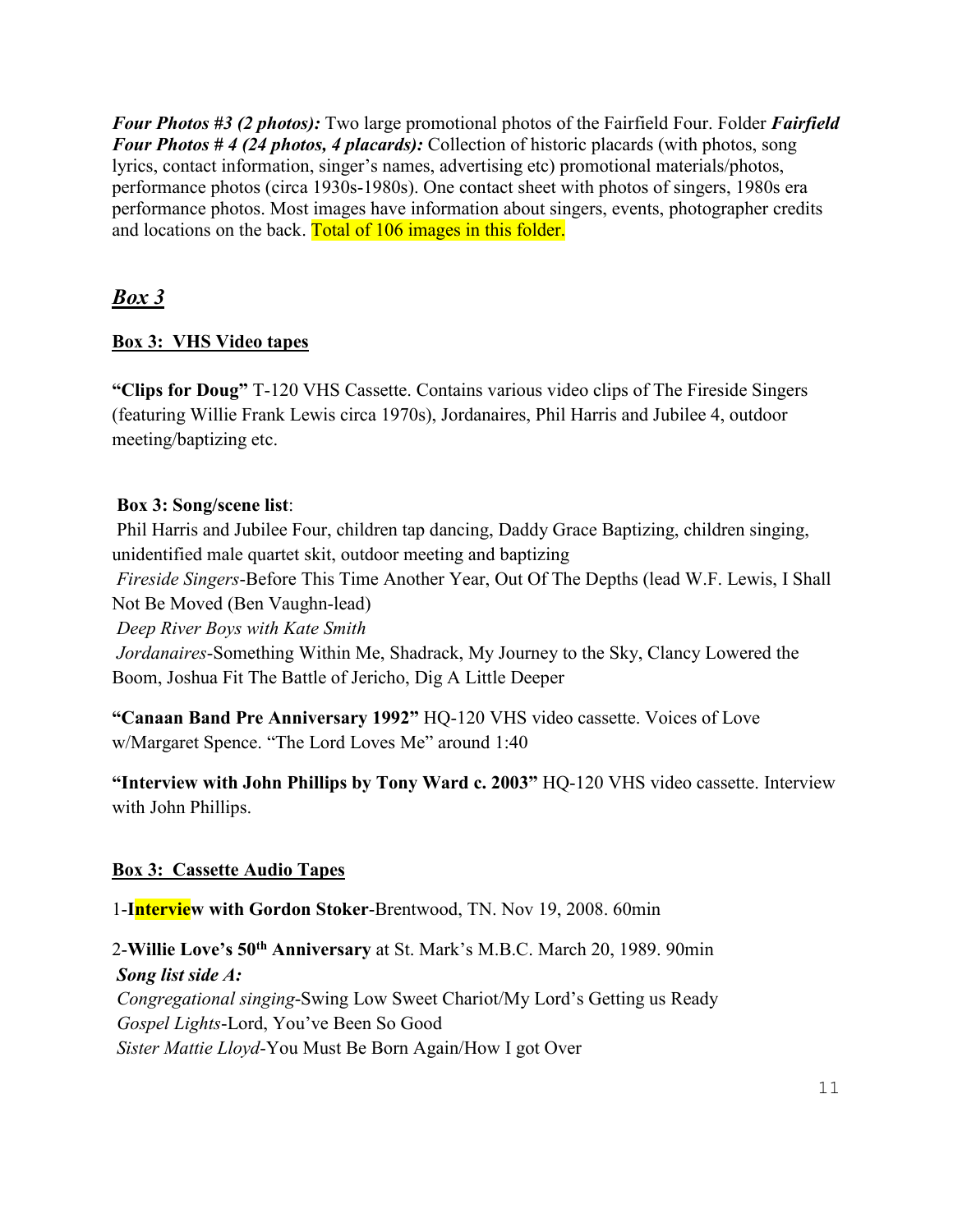***Four Photos #3 (2 photos):*** Two large promotional photos of the Fairfield Four. Folder ***Fairfield Four Photos # 4 (24 photos, 4 placards):*** Collection of historic placards (with photos, song lyrics, contact information, singer's names, advertising etc) promotional materials/photos, performance photos (circa 1930s-1980s). One contact sheet with photos of singers, 1980s era performance photos. Most images have information about singers, events, photographer credits and locations on the back. Total of 106 images in this folder.

## ***Box 3***

**Box 3: VHS Video tapes**

**"Clips for Doug"** T-120 VHS Cassette. Contains various video clips of The Fireside Singers (featuring Willie Frank Lewis circa 1970s), Jordanaires, Phil Harris and Jubilee 4, outdoor meeting/baptizing etc.

**Box 3: Song/scene list**:

Phil Harris and Jubilee Four, children tap dancing, Daddy Grace Baptizing, children singing, unidentified male quartet skit, outdoor meeting and baptizing

*Fireside Singers*-Before This Time Another Year, Out Of The Depths (lead W.F. Lewis, I Shall Not Be Moved (Ben Vaughn-lead)

*Deep River Boys with Kate Smith*

*Jordanaires*-Something Within Me, Shadrack, My Journey to the Sky, Clancy Lowered the Boom, Joshua Fit The Battle of Jericho, Dig A Little Deeper

**"Canaan Band Pre Anniversary 1992"** HQ-120 VHS video cassette. Voices of Love w/Margaret Spence. "The Lord Loves Me" around 1:40

**"Interview with John Phillips by Tony Ward c. 2003"** HQ-120 VHS video cassette. Interview with John Phillips.

**Box 3: Cassette Audio Tapes**

1-**Interview with Gordon Stoker**-Brentwood, TN. Nov 19, 2008. 60min

2-**Willie Love's 50th Anniversary** at St. Mark's M.B.C. March 20, 1989. 90min

***Song list side A:***

*Congregational singing*-Swing Low Sweet Chariot/My Lord's Getting us Ready

*Gospel Lights*-Lord, You've Been So Good

*Sister Mattie Lloyd*-You Must Be Born Again/How I got Over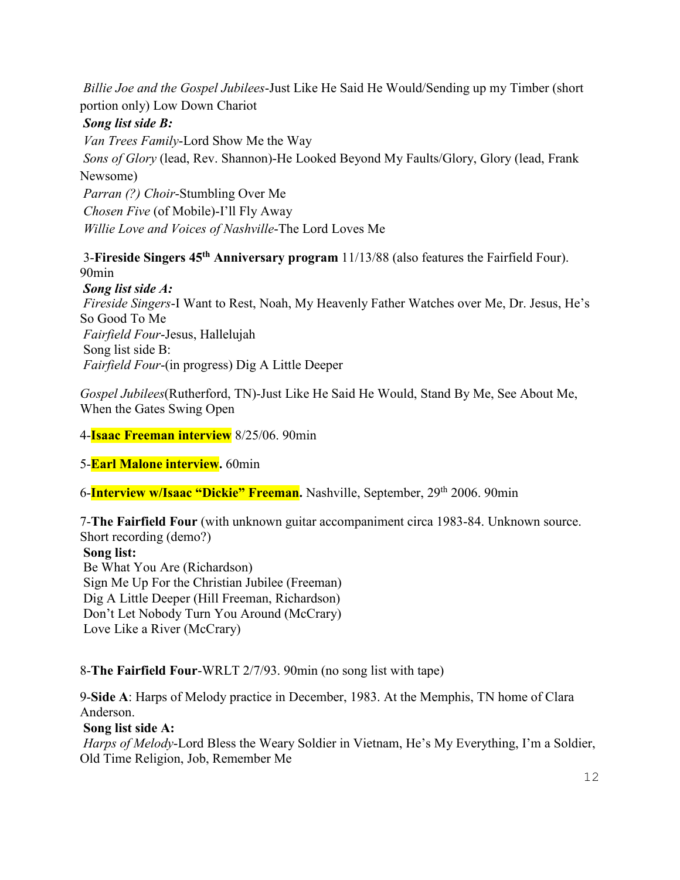*Billie Joe and the Gospel Jubilees*-Just Like He Said He Would/Sending up my Timber (short portion only) Low Down Chariot

***Song list side B:***

*Van Trees Family*-Lord Show Me the Way

*Sons of Glory* (lead, Rev. Shannon)-He Looked Beyond My Faults/Glory, Glory (lead, Frank Newsome)

*Parran (?) Choir*-Stumbling Over Me

*Chosen Five* (of Mobile)-I'll Fly Away

*Willie Love and Voices of Nashville*-The Lord Loves Me

3-**Fireside Singers 45th Anniversary program** 11/13/88 (also features the Fairfield Four). 90min

***Song list side A:***

*Fireside Singers*-I Want to Rest, Noah, My Heavenly Father Watches over Me, Dr. Jesus, He's So Good To Me

*Fairfield Four*-Jesus, Hallelujah

Song list side B:

*Fairfield Four*-(in progress) Dig A Little Deeper

*Gospel Jubilees*(Rutherford, TN)-Just Like He Said He Would, Stand By Me, See About Me, When the Gates Swing Open

4-**Isaac Freeman interview** 8/25/06. 90min

5-**Earl Malone interview.** 60min

6-**Interview w/Isaac "Dickie" Freeman.** Nashville, September, 29th 2006. 90min

7-**The Fairfield Four** (with unknown guitar accompaniment circa 1983-84. Unknown source. Short recording (demo?)

**Song list:**

Be What You Are (Richardson)

Sign Me Up For the Christian Jubilee (Freeman)

Dig A Little Deeper (Hill Freeman, Richardson)

Don't Let Nobody Turn You Around (McCrary)

Love Like a River (McCrary)

8-**The Fairfield Four**-WRLT 2/7/93. 90min (no song list with tape)

9-**Side A**: Harps of Melody practice in December, 1983. At the Memphis, TN home of Clara Anderson.

**Song list side A:**

*Harps of Melody*-Lord Bless the Weary Soldier in Vietnam, He's My Everything, I'm a Soldier, Old Time Religion, Job, Remember Me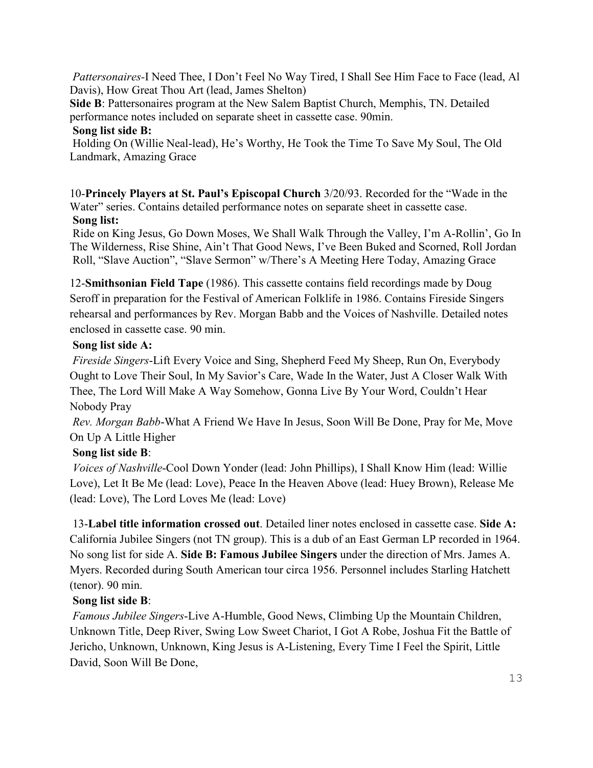*Pattersonaires*-I Need Thee, I Don't Feel No Way Tired, I Shall See Him Face to Face (lead, Al Davis), How Great Thou Art (lead, James Shelton)

**Side B**: Pattersonaires program at the New Salem Baptist Church, Memphis, TN. Detailed performance notes included on separate sheet in cassette case. 90min.

**Song list side B:**

Holding On (Willie Neal-lead), He's Worthy, He Took the Time To Save My Soul, The Old Landmark, Amazing Grace

10-**Princely Players at St. Paul's Episcopal Church** 3/20/93. Recorded for the "Wade in the Water" series. Contains detailed performance notes on separate sheet in cassette case.

**Song list:**

Ride on King Jesus, Go Down Moses, We Shall Walk Through the Valley, I'm A-Rollin', Go In The Wilderness, Rise Shine, Ain't That Good News, I've Been Buked and Scorned, Roll Jordan Roll, "Slave Auction", "Slave Sermon" w/There's A Meeting Here Today, Amazing Grace

12-**Smithsonian Field Tape** (1986). This cassette contains field recordings made by Doug Seroff in preparation for the Festival of American Folklife in 1986. Contains Fireside Singers rehearsal and performances by Rev. Morgan Babb and the Voices of Nashville. Detailed notes enclosed in cassette case. 90 min.

**Song list side A:**

*Fireside Singers*-Lift Every Voice and Sing, Shepherd Feed My Sheep, Run On, Everybody Ought to Love Their Soul, In My Savior's Care, Wade In the Water, Just A Closer Walk With Thee, The Lord Will Make A Way Somehow, Gonna Live By Your Word, Couldn't Hear Nobody Pray

*Rev. Morgan Babb*-What A Friend We Have In Jesus, Soon Will Be Done, Pray for Me, Move On Up A Little Higher

**Song list side B**:

*Voices of Nashville*-Cool Down Yonder (lead: John Phillips), I Shall Know Him (lead: Willie Love), Let It Be Me (lead: Love), Peace In the Heaven Above (lead: Huey Brown), Release Me (lead: Love), The Lord Loves Me (lead: Love)

13-**Label title information crossed out**. Detailed liner notes enclosed in cassette case. **Side A:** California Jubilee Singers (not TN group). This is a dub of an East German LP recorded in 1964. No song list for side A. **Side B: Famous Jubilee Singers** under the direction of Mrs. James A. Myers. Recorded during South American tour circa 1956. Personnel includes Starling Hatchett (tenor). 90 min.

**Song list side B**:

*Famous Jubilee Singers*-Live A-Humble, Good News, Climbing Up the Mountain Children, Unknown Title, Deep River, Swing Low Sweet Chariot, I Got A Robe, Joshua Fit the Battle of Jericho, Unknown, Unknown, King Jesus is A-Listening, Every Time I Feel the Spirit, Little David, Soon Will Be Done,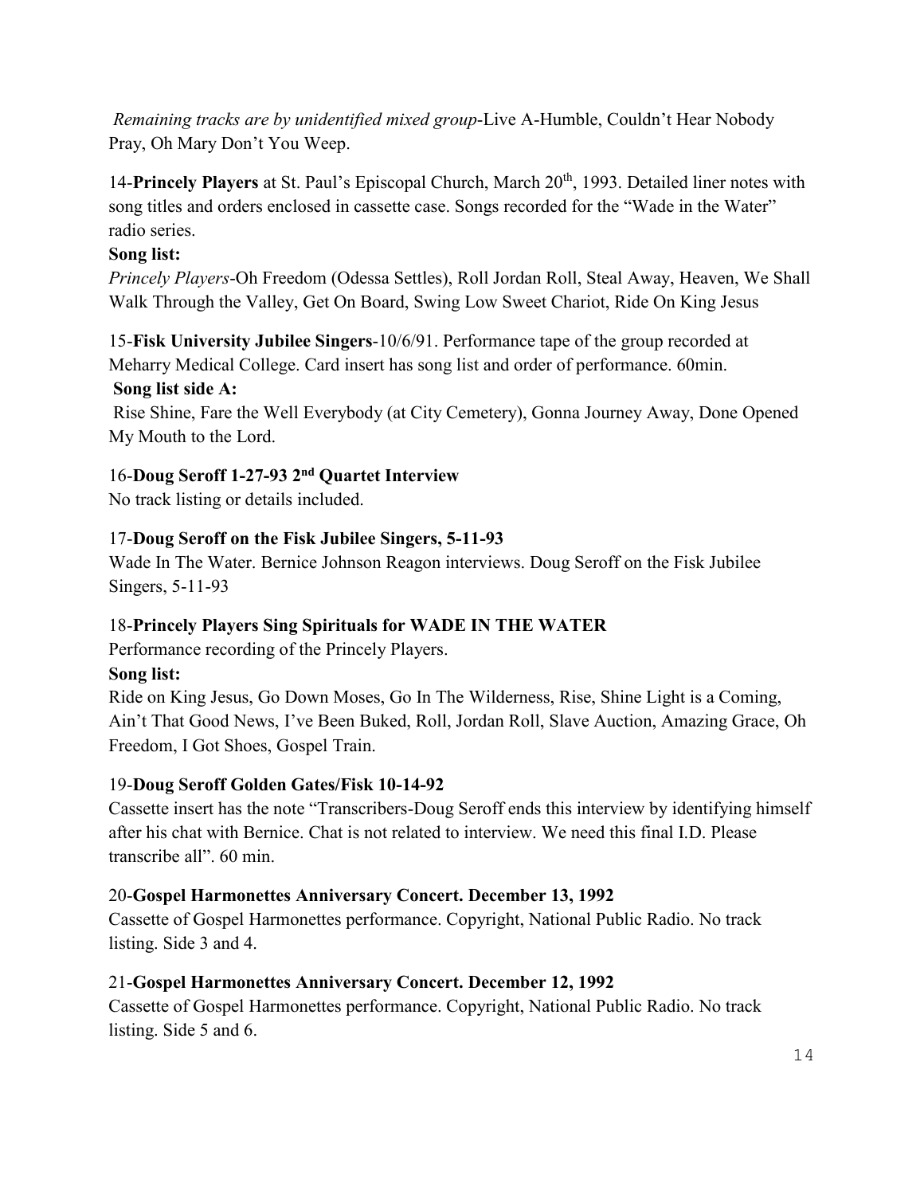*Remaining tracks are by unidentified mixed group*-Live A-Humble, Couldn't Hear Nobody Pray, Oh Mary Don't You Weep.

14-**Princely Players** at St. Paul's Episcopal Church, March 20th, 1993. Detailed liner notes with song titles and orders enclosed in cassette case. Songs recorded for the "Wade in the Water" radio series.

**Song list:**

*Princely Players*-Oh Freedom (Odessa Settles), Roll Jordan Roll, Steal Away, Heaven, We Shall Walk Through the Valley, Get On Board, Swing Low Sweet Chariot, Ride On King Jesus

15-**Fisk University Jubilee Singers**-10/6/91. Performance tape of the group recorded at Meharry Medical College. Card insert has song list and order of performance. 60min.

**Song list side A:**

Rise Shine, Fare the Well Everybody (at City Cemetery), Gonna Journey Away, Done Opened My Mouth to the Lord.

16-**Doug Seroff 1-27-93 2nd Quartet Interview**

No track listing or details included.

17-**Doug Seroff on the Fisk Jubilee Singers, 5-11-93**

Wade In The Water. Bernice Johnson Reagon interviews. Doug Seroff on the Fisk Jubilee Singers, 5-11-93

18-**Princely Players Sing Spirituals for WADE IN THE WATER**

Performance recording of the Princely Players.

**Song list:**

Ride on King Jesus, Go Down Moses, Go In The Wilderness, Rise, Shine Light is a Coming, Ain't That Good News, I've Been Buked, Roll, Jordan Roll, Slave Auction, Amazing Grace, Oh Freedom, I Got Shoes, Gospel Train.

19-**Doug Seroff Golden Gates/Fisk 10-14-92**

Cassette insert has the note "Transcribers-Doug Seroff ends this interview by identifying himself after his chat with Bernice. Chat is not related to interview. We need this final I.D. Please transcribe all". 60 min.

20-**Gospel Harmonettes Anniversary Concert. December 13, 1992**

Cassette of Gospel Harmonettes performance. Copyright, National Public Radio. No track listing. Side 3 and 4.

21-**Gospel Harmonettes Anniversary Concert. December 12, 1992**

Cassette of Gospel Harmonettes performance. Copyright, National Public Radio. No track listing. Side 5 and 6.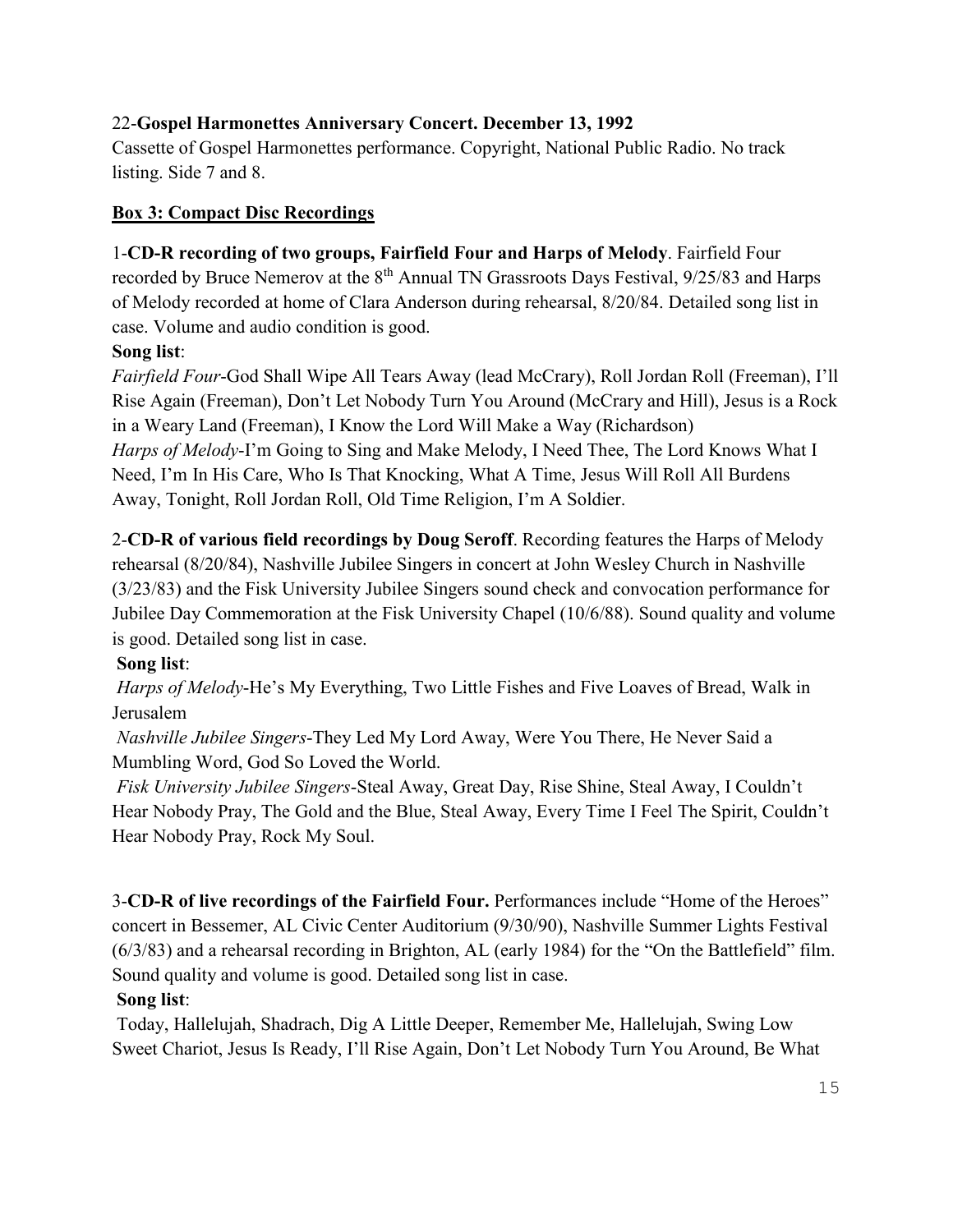22-**Gospel Harmonettes Anniversary Concert. December 13, 1992**
Cassette of Gospel Harmonettes performance. Copyright, National Public Radio. No track listing. Side 7 and 8.

**Box 3: Compact Disc Recordings**

1-**CD-R recording of two groups, Fairfield Four and Harps of Melody**. Fairfield Four recorded by Bruce Nemerov at the 8th Annual TN Grassroots Days Festival, 9/25/83 and Harps of Melody recorded at home of Clara Anderson during rehearsal, 8/20/84. Detailed song list in case. Volume and audio condition is good.

**Song list**:
*Fairfield Four*-God Shall Wipe All Tears Away (lead McCrary), Roll Jordan Roll (Freeman), I'll Rise Again (Freeman), Don't Let Nobody Turn You Around (McCrary and Hill), Jesus is a Rock in a Weary Land (Freeman), I Know the Lord Will Make a Way (Richardson)
*Harps of Melody*-I'm Going to Sing and Make Melody, I Need Thee, The Lord Knows What I Need, I'm In His Care, Who Is That Knocking, What A Time, Jesus Will Roll All Burdens Away, Tonight, Roll Jordan Roll, Old Time Religion, I'm A Soldier.

2-**CD-R of various field recordings by Doug Seroff**. Recording features the Harps of Melody rehearsal (8/20/84), Nashville Jubilee Singers in concert at John Wesley Church in Nashville (3/23/83) and the Fisk University Jubilee Singers sound check and convocation performance for Jubilee Day Commemoration at the Fisk University Chapel (10/6/88). Sound quality and volume is good. Detailed song list in case.

**Song list**:
*Harps of Melody*-He's My Everything, Two Little Fishes and Five Loaves of Bread, Walk in Jerusalem
*Nashville Jubilee Singers*-They Led My Lord Away, Were You There, He Never Said a Mumbling Word, God So Loved the World.
*Fisk University Jubilee Singers*-Steal Away, Great Day, Rise Shine, Steal Away, I Couldn't Hear Nobody Pray, The Gold and the Blue, Steal Away, Every Time I Feel The Spirit, Couldn't Hear Nobody Pray, Rock My Soul.

3-**CD-R of live recordings of the Fairfield Four.** Performances include "Home of the Heroes" concert in Bessemer, AL Civic Center Auditorium (9/30/90), Nashville Summer Lights Festival (6/3/83) and a rehearsal recording in Brighton, AL (early 1984) for the "On the Battlefield" film. Sound quality and volume is good. Detailed song list in case.

**Song list**:
Today, Hallelujah, Shadrach, Dig A Little Deeper, Remember Me, Hallelujah, Swing Low Sweet Chariot, Jesus Is Ready, I'll Rise Again, Don't Let Nobody Turn You Around, Be What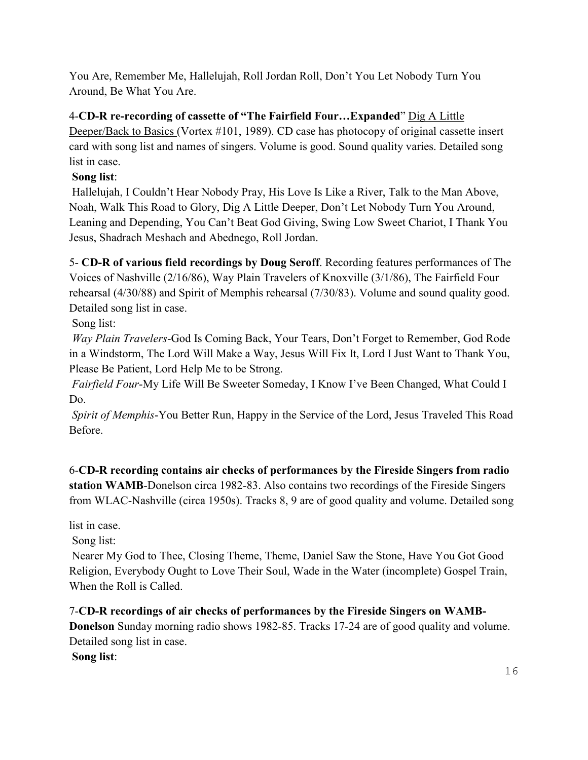You Are, Remember Me, Hallelujah, Roll Jordan Roll, Don't You Let Nobody Turn You Around, Be What You Are.

4-**CD-R re-recording of cassette of "The Fairfield Four…Expanded**" Dig A Little Deeper/Back to Basics (Vortex #101, 1989). CD case has photocopy of original cassette insert card with song list and names of singers. Volume is good. Sound quality varies. Detailed song list in case.

**Song list**:

Hallelujah, I Couldn't Hear Nobody Pray, His Love Is Like a River, Talk to the Man Above, Noah, Walk This Road to Glory, Dig A Little Deeper, Don't Let Nobody Turn You Around, Leaning and Depending, You Can't Beat God Giving, Swing Low Sweet Chariot, I Thank You Jesus, Shadrach Meshach and Abednego, Roll Jordan.

5- **CD-R of various field recordings by Doug Seroff**. Recording features performances of The Voices of Nashville (2/16/86), Way Plain Travelers of Knoxville (3/1/86), The Fairfield Four rehearsal (4/30/88) and Spirit of Memphis rehearsal (7/30/83). Volume and sound quality good. Detailed song list in case.

Song list:

*Way Plain Travelers*-God Is Coming Back, Your Tears, Don't Forget to Remember, God Rode in a Windstorm, The Lord Will Make a Way, Jesus Will Fix It, Lord I Just Want to Thank You, Please Be Patient, Lord Help Me to be Strong.

*Fairfield Four*-My Life Will Be Sweeter Someday, I Know I've Been Changed, What Could I Do.

*Spirit of Memphis*-You Better Run, Happy in the Service of the Lord, Jesus Traveled This Road Before.

6-**CD-R recording contains air checks of performances by the Fireside Singers from radio station WAMB**-Donelson circa 1982-83. Also contains two recordings of the Fireside Singers from WLAC-Nashville (circa 1950s). Tracks 8, 9 are of good quality and volume. Detailed song list in case.

Song list:

Nearer My God to Thee, Closing Theme, Theme, Daniel Saw the Stone, Have You Got Good Religion, Everybody Ought to Love Their Soul, Wade in the Water (incomplete) Gospel Train, When the Roll is Called.

7-**CD-R recordings of air checks of performances by the Fireside Singers on WAMB-Donelson** Sunday morning radio shows 1982-85. Tracks 17-24 are of good quality and volume. Detailed song list in case.

**Song list**: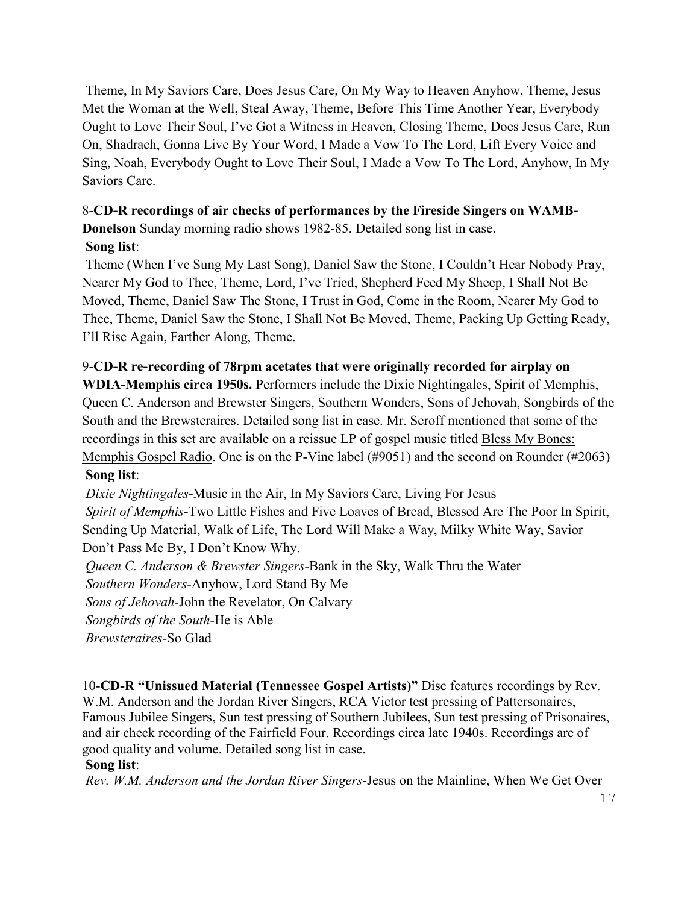Theme, In My Saviors Care, Does Jesus Care, On My Way to Heaven Anyhow, Theme, Jesus Met the Woman at the Well, Steal Away, Theme, Before This Time Another Year, Everybody Ought to Love Their Soul, I've Got a Witness in Heaven, Closing Theme, Does Jesus Care, Run On, Shadrach, Gonna Live By Your Word, I Made a Vow To The Lord, Lift Every Voice and Sing, Noah, Everybody Ought to Love Their Soul, I Made a Vow To The Lord, Anyhow, In My Saviors Care.

8-**CD-R recordings of air checks of performances by the Fireside Singers on WAMB-Donelson** Sunday morning radio shows 1982-85. Detailed song list in case.

**Song list**:

Theme (When I've Sung My Last Song), Daniel Saw the Stone, I Couldn't Hear Nobody Pray, Nearer My God to Thee, Theme, Lord, I've Tried, Shepherd Feed My Sheep, I Shall Not Be Moved, Theme, Daniel Saw The Stone, I Trust in God, Come in the Room, Nearer My God to Thee, Theme, Daniel Saw the Stone, I Shall Not Be Moved, Theme, Packing Up Getting Ready, I'll Rise Again, Farther Along, Theme.

9-**CD-R re-recording of 78rpm acetates that were originally recorded for airplay on WDIA-Memphis circa 1950s.** Performers include the Dixie Nightingales, Spirit of Memphis, Queen C. Anderson and Brewster Singers, Southern Wonders, Sons of Jehovah, Songbirds of the South and the Brewsteraires. Detailed song list in case. Mr. Seroff mentioned that some of the recordings in this set are available on a reissue LP of gospel music titled Bless My Bones: Memphis Gospel Radio. One is on the P-Vine label (#9051) and the second on Rounder (#2063)

**Song list**:

*Dixie Nightingales*-Music in the Air, In My Saviors Care, Living For Jesus

*Spirit of Memphis*-Two Little Fishes and Five Loaves of Bread, Blessed Are The Poor In Spirit, Sending Up Material, Walk of Life, The Lord Will Make a Way, Milky White Way, Savior Don't Pass Me By, I Don't Know Why.

*Queen C. Anderson & Brewster Singers*-Bank in the Sky, Walk Thru the Water

*Southern Wonders*-Anyhow, Lord Stand By Me

*Sons of Jehovah*-John the Revelator, On Calvary

*Songbirds of the South*-He is Able

*Brewsteraires*-So Glad

10-**CD-R "Unissued Material (Tennessee Gospel Artists)"** Disc features recordings by Rev. W.M. Anderson and the Jordan River Singers, RCA Victor test pressing of Pattersonaires, Famous Jubilee Singers, Sun test pressing of Southern Jubilees, Sun test pressing of Prisonaires, and air check recording of the Fairfield Four. Recordings circa late 1940s. Recordings are of good quality and volume. Detailed song list in case.

**Song list**:

*Rev. W.M. Anderson and the Jordan River Singers*-Jesus on the Mainline, When We Get Over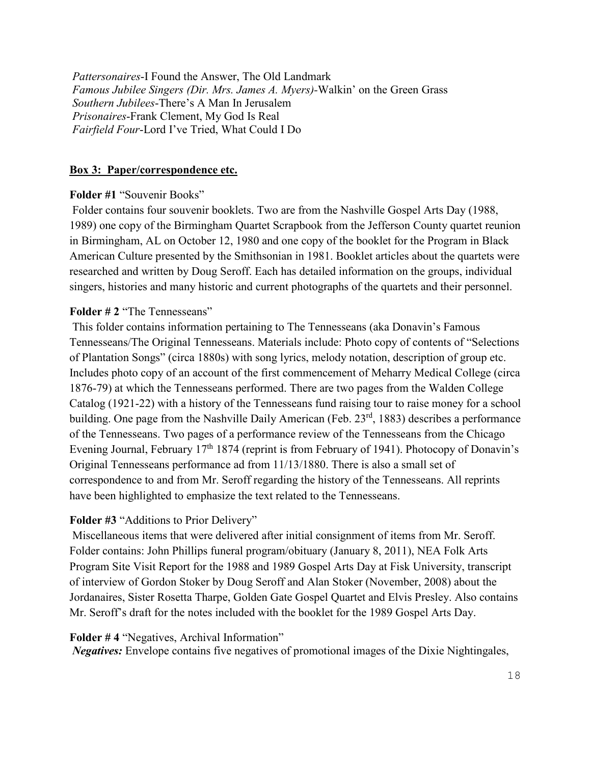*Pattersonaires*-I Found the Answer, The Old Landmark
*Famous Jubilee Singers (Dir. Mrs. James A. Myers)*-Walkin' on the Green Grass
*Southern Jubilees*-There's A Man In Jerusalem
*Prisonaires*-Frank Clement, My God Is Real
*Fairfield Four*-Lord I've Tried, What Could I Do

**Box 3: Paper/correspondence etc.**

**Folder #1** "Souvenir Books"

Folder contains four souvenir booklets. Two are from the Nashville Gospel Arts Day (1988, 1989) one copy of the Birmingham Quartet Scrapbook from the Jefferson County quartet reunion in Birmingham, AL on October 12, 1980 and one copy of the booklet for the Program in Black American Culture presented by the Smithsonian in 1981. Booklet articles about the quartets were researched and written by Doug Seroff. Each has detailed information on the groups, individual singers, histories and many historic and current photographs of the quartets and their personnel.

**Folder # 2** "The Tennesseans"

This folder contains information pertaining to The Tennesseans (aka Donavin's Famous Tennesseans/The Original Tennesseans. Materials include: Photo copy of contents of "Selections of Plantation Songs" (circa 1880s) with song lyrics, melody notation, description of group etc. Includes photo copy of an account of the first commencement of Meharry Medical College (circa 1876-79) at which the Tennesseans performed. There are two pages from the Walden College Catalog (1921-22) with a history of the Tennesseans fund raising tour to raise money for a school building. One page from the Nashville Daily American (Feb. 23rd, 1883) describes a performance of the Tennesseans. Two pages of a performance review of the Tennesseans from the Chicago Evening Journal, February 17th 1874 (reprint is from February of 1941). Photocopy of Donavin's Original Tennesseans performance ad from 11/13/1880. There is also a small set of correspondence to and from Mr. Seroff regarding the history of the Tennesseans. All reprints have been highlighted to emphasize the text related to the Tennesseans.

**Folder #3** "Additions to Prior Delivery"

Miscellaneous items that were delivered after initial consignment of items from Mr. Seroff. Folder contains: John Phillips funeral program/obituary (January 8, 2011), NEA Folk Arts Program Site Visit Report for the 1988 and 1989 Gospel Arts Day at Fisk University, transcript of interview of Gordon Stoker by Doug Seroff and Alan Stoker (November, 2008) about the Jordanaires, Sister Rosetta Tharpe, Golden Gate Gospel Quartet and Elvis Presley. Also contains Mr. Seroff's draft for the notes included with the booklet for the 1989 Gospel Arts Day.

**Folder # 4** "Negatives, Archival Information"

***Negatives:*** Envelope contains five negatives of promotional images of the Dixie Nightingales,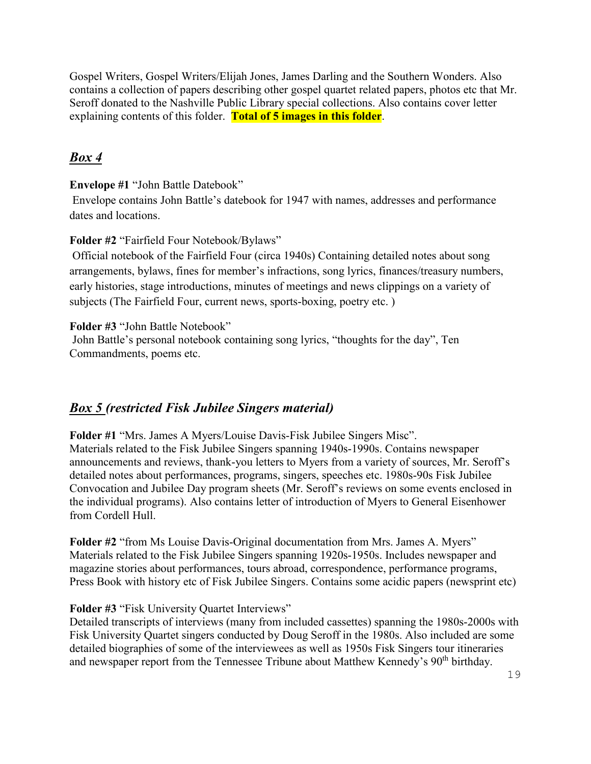Gospel Writers, Gospel Writers/Elijah Jones, James Darling and the Southern Wonders. Also contains a collection of papers describing other gospel quartet related papers, photos etc that Mr. Seroff donated to the Nashville Public Library special collections. Also contains cover letter explaining contents of this folder. **Total of 5 images in this folder**.

## ***Box 4***

**Envelope #1** "John Battle Datebook"
Envelope contains John Battle's datebook for 1947 with names, addresses and performance dates and locations.

**Folder #2** "Fairfield Four Notebook/Bylaws"
Official notebook of the Fairfield Four (circa 1940s) Containing detailed notes about song arrangements, bylaws, fines for member's infractions, song lyrics, finances/treasury numbers, early histories, stage introductions, minutes of meetings and news clippings on a variety of subjects (The Fairfield Four, current news, sports-boxing, poetry etc. )

**Folder #3** "John Battle Notebook"
John Battle's personal notebook containing song lyrics, "thoughts for the day", Ten Commandments, poems etc.

## ***Box 5 (restricted Fisk Jubilee Singers material)***

**Folder #1** "Mrs. James A Myers/Louise Davis-Fisk Jubilee Singers Misc".
Materials related to the Fisk Jubilee Singers spanning 1940s-1990s. Contains newspaper announcements and reviews, thank-you letters to Myers from a variety of sources, Mr. Seroff's detailed notes about performances, programs, singers, speeches etc. 1980s-90s Fisk Jubilee Convocation and Jubilee Day program sheets (Mr. Seroff's reviews on some events enclosed in the individual programs). Also contains letter of introduction of Myers to General Eisenhower from Cordell Hull.

**Folder #2** "from Ms Louise Davis-Original documentation from Mrs. James A. Myers"
Materials related to the Fisk Jubilee Singers spanning 1920s-1950s. Includes newspaper and magazine stories about performances, tours abroad, correspondence, performance programs, Press Book with history etc of Fisk Jubilee Singers. Contains some acidic papers (newsprint etc)

**Folder #3** "Fisk University Quartet Interviews"
Detailed transcripts of interviews (many from included cassettes) spanning the 1980s-2000s with Fisk University Quartet singers conducted by Doug Seroff in the 1980s. Also included are some detailed biographies of some of the interviewees as well as 1950s Fisk Singers tour itineraries and newspaper report from the Tennessee Tribune about Matthew Kennedy's 90th birthday.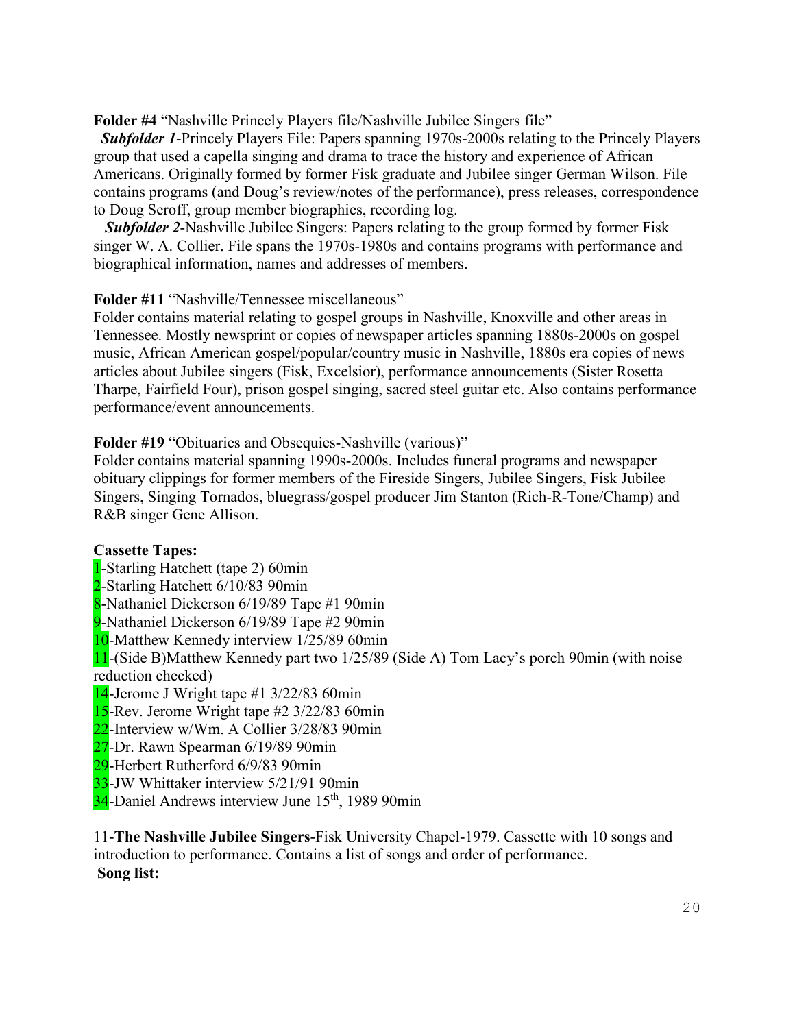**Folder #4** "Nashville Princely Players file/Nashville Jubilee Singers file"

***Subfolder 1***-Princely Players File: Papers spanning 1970s-2000s relating to the Princely Players group that used a capella singing and drama to trace the history and experience of African Americans. Originally formed by former Fisk graduate and Jubilee singer German Wilson. File contains programs (and Doug's review/notes of the performance), press releases, correspondence to Doug Seroff, group member biographies, recording log.

***Subfolder 2***-Nashville Jubilee Singers: Papers relating to the group formed by former Fisk singer W. A. Collier. File spans the 1970s-1980s and contains programs with performance and biographical information, names and addresses of members.

**Folder #11** "Nashville/Tennessee miscellaneous"

Folder contains material relating to gospel groups in Nashville, Knoxville and other areas in Tennessee. Mostly newsprint or copies of newspaper articles spanning 1880s-2000s on gospel music, African American gospel/popular/country music in Nashville, 1880s era copies of news articles about Jubilee singers (Fisk, Excelsior), performance announcements (Sister Rosetta Tharpe, Fairfield Four), prison gospel singing, sacred steel guitar etc. Also contains performance performance/event announcements.

**Folder #19** "Obituaries and Obsequies-Nashville (various)"

Folder contains material spanning 1990s-2000s. Includes funeral programs and newspaper obituary clippings for former members of the Fireside Singers, Jubilee Singers, Fisk Jubilee Singers, Singing Tornados, bluegrass/gospel producer Jim Stanton (Rich-R-Tone/Champ) and R&B singer Gene Allison.

**Cassette Tapes:**

1-Starling Hatchett (tape 2) 60min
2-Starling Hatchett 6/10/83 90min
8-Nathaniel Dickerson 6/19/89 Tape #1 90min
9-Nathaniel Dickerson 6/19/89 Tape #2 90min
10-Matthew Kennedy interview 1/25/89 60min
11-(Side B)Matthew Kennedy part two 1/25/89 (Side A) Tom Lacy's porch 90min (with noise reduction checked)
14-Jerome J Wright tape #1 3/22/83 60min
15-Rev. Jerome Wright tape #2 3/22/83 60min
22-Interview w/Wm. A Collier 3/28/83 90min
27-Dr. Rawn Spearman 6/19/89 90min
29-Herbert Rutherford 6/9/83 90min
33-JW Whittaker interview 5/21/91 90min
34-Daniel Andrews interview June 15th, 1989 90min

11-**The Nashville Jubilee Singers**-Fisk University Chapel-1979. Cassette with 10 songs and introduction to performance. Contains a list of songs and order of performance.

**Song list:**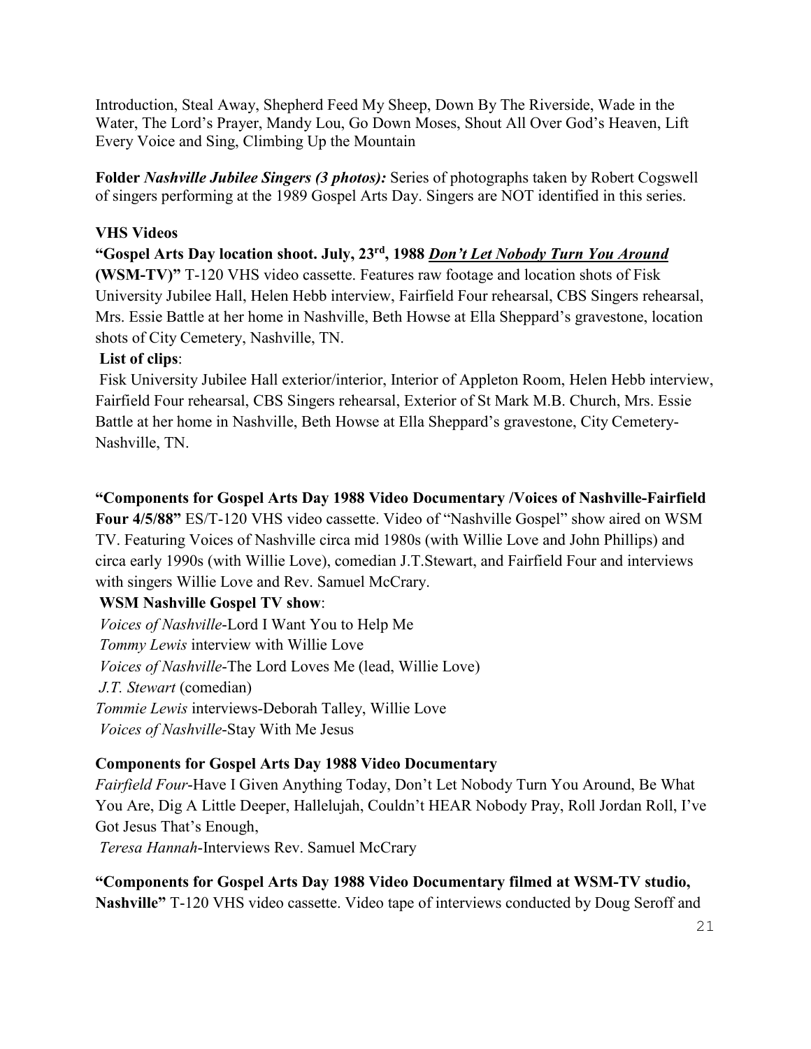Introduction, Steal Away, Shepherd Feed My Sheep, Down By The Riverside, Wade in the Water, The Lord's Prayer, Mandy Lou, Go Down Moses, Shout All Over God's Heaven, Lift Every Voice and Sing, Climbing Up the Mountain

**Folder *Nashville Jubilee Singers (3 photos):*** Series of photographs taken by Robert Cogswell of singers performing at the 1989 Gospel Arts Day. Singers are NOT identified in this series.

**VHS Videos**

**"Gospel Arts Day location shoot. July, 23rd, 1988 *Don't Let Nobody Turn You Around* (WSM-TV)"** T-120 VHS video cassette. Features raw footage and location shots of Fisk University Jubilee Hall, Helen Hebb interview, Fairfield Four rehearsal, CBS Singers rehearsal, Mrs. Essie Battle at her home in Nashville, Beth Howse at Ella Sheppard's gravestone, location shots of City Cemetery, Nashville, TN.

**List of clips**:

Fisk University Jubilee Hall exterior/interior, Interior of Appleton Room, Helen Hebb interview, Fairfield Four rehearsal, CBS Singers rehearsal, Exterior of St Mark M.B. Church, Mrs. Essie Battle at her home in Nashville, Beth Howse at Ella Sheppard's gravestone, City Cemetery-Nashville, TN.

**"Components for Gospel Arts Day 1988 Video Documentary /Voices of Nashville-Fairfield Four 4/5/88"** ES/T-120 VHS video cassette. Video of "Nashville Gospel" show aired on WSM TV. Featuring Voices of Nashville circa mid 1980s (with Willie Love and John Phillips) and circa early 1990s (with Willie Love), comedian J.T.Stewart, and Fairfield Four and interviews with singers Willie Love and Rev. Samuel McCrary.

**WSM Nashville Gospel TV show**:

*Voices of Nashville*-Lord I Want You to Help Me
*Tommy Lewis* interview with Willie Love
*Voices of Nashville*-The Lord Loves Me (lead, Willie Love)
*J.T. Stewart* (comedian)
*Tommie Lewis* interviews-Deborah Talley, Willie Love
*Voices of Nashville*-Stay With Me Jesus

**Components for Gospel Arts Day 1988 Video Documentary**

*Fairfield Four*-Have I Given Anything Today, Don't Let Nobody Turn You Around, Be What You Are, Dig A Little Deeper, Hallelujah, Couldn't HEAR Nobody Pray, Roll Jordan Roll, I've Got Jesus That's Enough,
*Teresa Hannah*-Interviews Rev. Samuel McCrary

**"Components for Gospel Arts Day 1988 Video Documentary filmed at WSM-TV studio, Nashville"** T-120 VHS video cassette. Video tape of interviews conducted by Doug Seroff and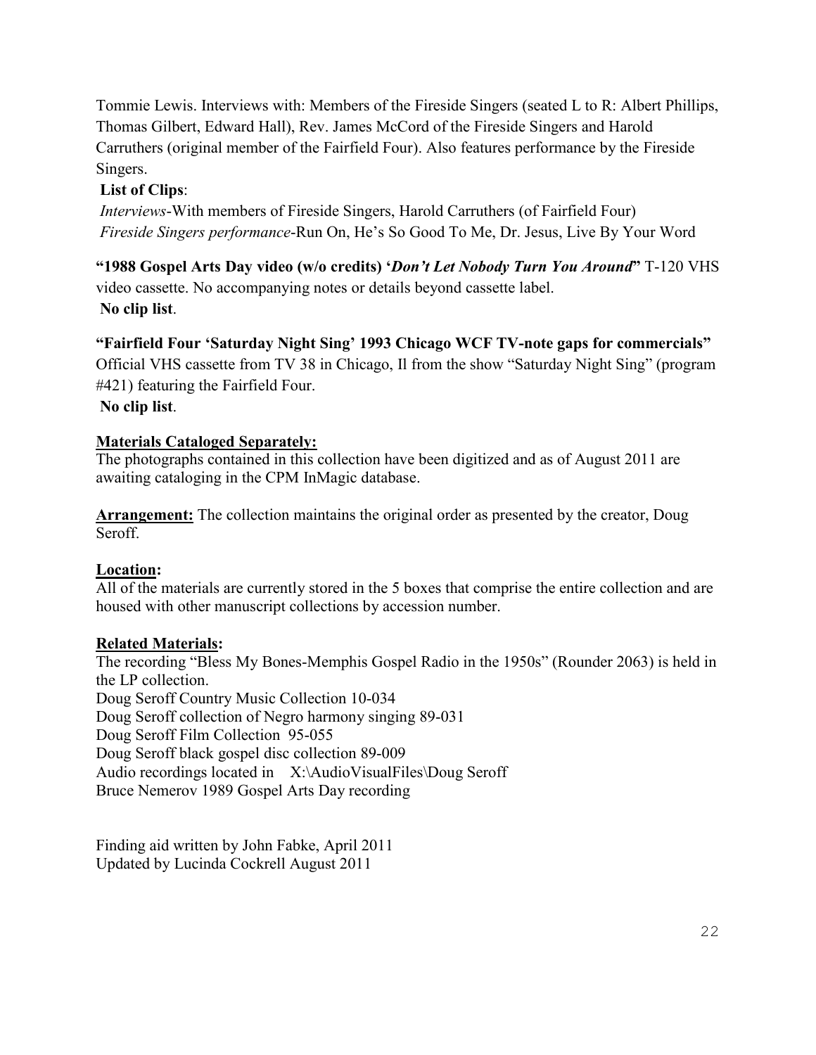Tommie Lewis. Interviews with: Members of the Fireside Singers (seated L to R: Albert Phillips, Thomas Gilbert, Edward Hall), Rev. James McCord of the Fireside Singers and Harold Carruthers (original member of the Fairfield Four). Also features performance by the Fireside Singers.

**List of Clips**:

*Interviews*-With members of Fireside Singers, Harold Carruthers (of Fairfield Four)

*Fireside Singers performance*-Run On, He's So Good To Me, Dr. Jesus, Live By Your Word

**"1988 Gospel Arts Day video (w/o credits) '*Don't Let Nobody Turn You Around*"** T-120 VHS video cassette. No accompanying notes or details beyond cassette label.

**No clip list**.

**"Fairfield Four 'Saturday Night Sing' 1993 Chicago WCF TV-note gaps for commercials"** Official VHS cassette from TV 38 in Chicago, Il from the show "Saturday Night Sing" (program #421) featuring the Fairfield Four.

**No clip list**.

**Materials Cataloged Separately:**

The photographs contained in this collection have been digitized and as of August 2011 are awaiting cataloging in the CPM InMagic database.

**Arrangement:** The collection maintains the original order as presented by the creator, Doug Seroff.

**Location:**

All of the materials are currently stored in the 5 boxes that comprise the entire collection and are housed with other manuscript collections by accession number.

**Related Materials:**

The recording "Bless My Bones-Memphis Gospel Radio in the 1950s" (Rounder 2063) is held in the LP collection.
Doug Seroff Country Music Collection 10-034
Doug Seroff collection of Negro harmony singing 89-031
Doug Seroff Film Collection 95-055
Doug Seroff black gospel disc collection 89-009
Audio recordings located in X:\AudioVisualFiles\Doug Seroff
Bruce Nemerov 1989 Gospel Arts Day recording

Finding aid written by John Fabke, April 2011
Updated by Lucinda Cockrell August 2011